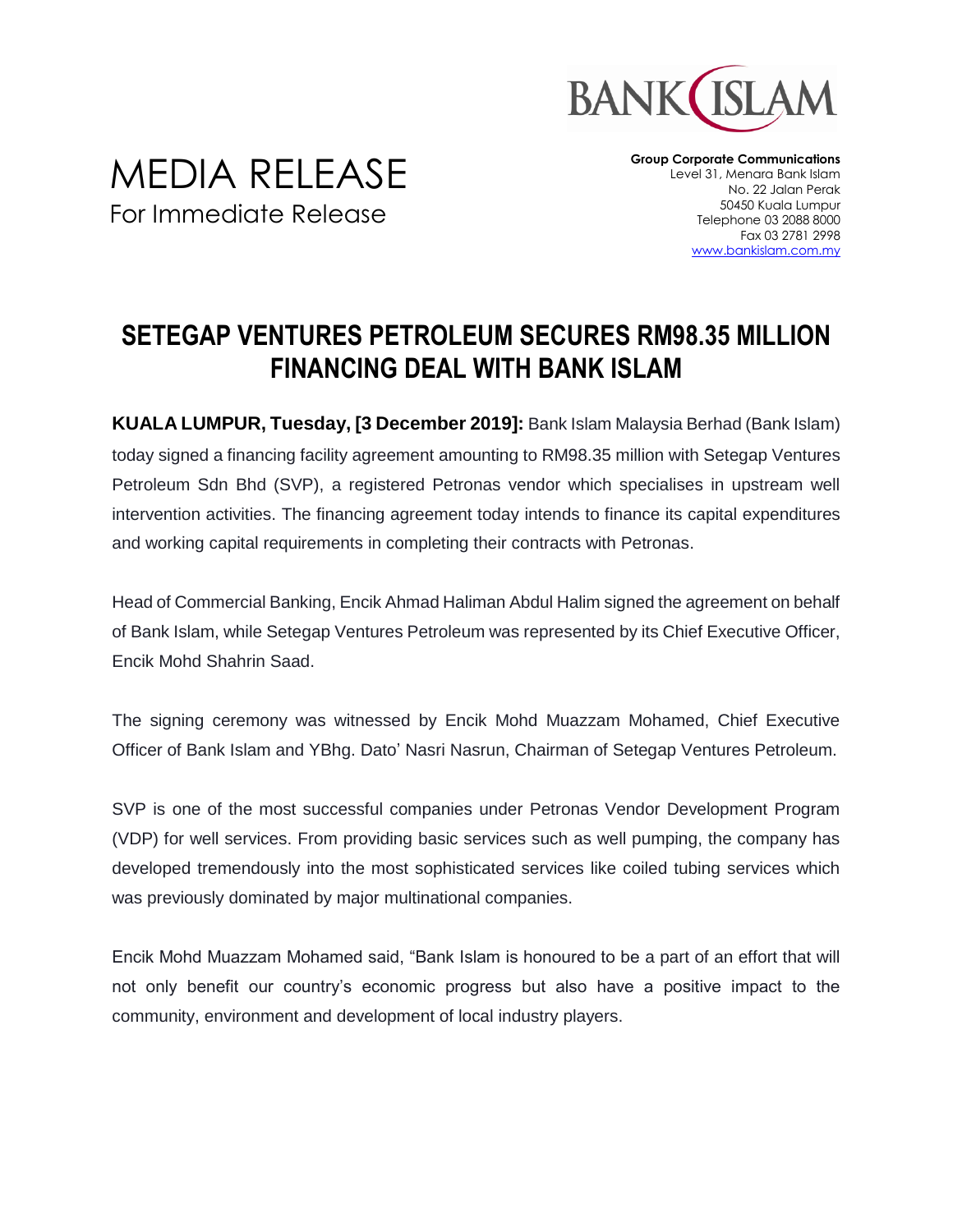BANK ISLAM

# MEDIA RELEASE

For Immediate Release

**Group Corporate Communications**
Level 31, Menara Bank Islam
No. 22 Jalan Perak
50450 Kuala Lumpur
Telephone 03 2088 8000
Fax 03 2781 2998
www.bankislam.com.my

## SETEGAP VENTURES PETROLEUM SECURES RM98.35 MILLION FINANCING DEAL WITH BANK ISLAM

**KUALA LUMPUR, Tuesday, [3 December 2019]:** Bank Islam Malaysia Berhad (Bank Islam) today signed a financing facility agreement amounting to RM98.35 million with Setegap Ventures Petroleum Sdn Bhd (SVP), a registered Petronas vendor which specialises in upstream well intervention activities. The financing agreement today intends to finance its capital expenditures and working capital requirements in completing their contracts with Petronas.

Head of Commercial Banking, Encik Ahmad Haliman Abdul Halim signed the agreement on behalf of Bank Islam, while Setegap Ventures Petroleum was represented by its Chief Executive Officer, Encik Mohd Shahrin Saad.

The signing ceremony was witnessed by Encik Mohd Muazzam Mohamed, Chief Executive Officer of Bank Islam and YBhg. Dato' Nasri Nasrun, Chairman of Setegap Ventures Petroleum.

SVP is one of the most successful companies under Petronas Vendor Development Program (VDP) for well services. From providing basic services such as well pumping, the company has developed tremendously into the most sophisticated services like coiled tubing services which was previously dominated by major multinational companies.

Encik Mohd Muazzam Mohamed said, "Bank Islam is honoured to be a part of an effort that will not only benefit our country's economic progress but also have a positive impact to the community, environment and development of local industry players.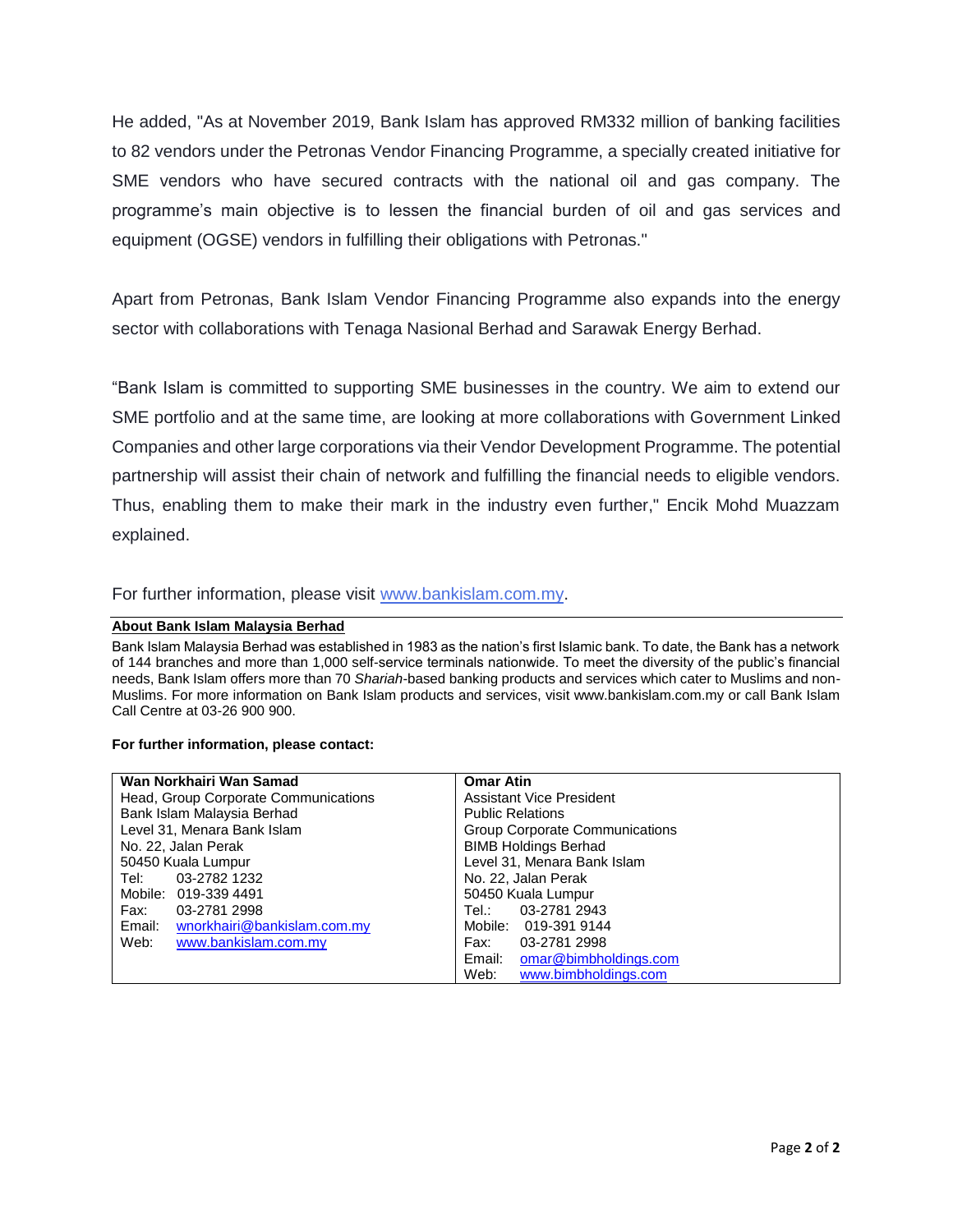He added, "As at November 2019, Bank Islam has approved RM332 million of banking facilities to 82 vendors under the Petronas Vendor Financing Programme, a specially created initiative for SME vendors who have secured contracts with the national oil and gas company. The programme's main objective is to lessen the financial burden of oil and gas services and equipment (OGSE) vendors in fulfilling their obligations with Petronas."

Apart from Petronas, Bank Islam Vendor Financing Programme also expands into the energy sector with collaborations with Tenaga Nasional Berhad and Sarawak Energy Berhad.

"Bank Islam is committed to supporting SME businesses in the country. We aim to extend our SME portfolio and at the same time, are looking at more collaborations with Government Linked Companies and other large corporations via their Vendor Development Programme. The potential partnership will assist their chain of network and fulfilling the financial needs to eligible vendors. Thus, enabling them to make their mark in the industry even further," Encik Mohd Muazzam explained.

For further information, please visit www.bankislam.com.my.

---

**About Bank Islam Malaysia Berhad**

Bank Islam Malaysia Berhad was established in 1983 as the nation's first Islamic bank. To date, the Bank has a network of 144 branches and more than 1,000 self-service terminals nationwide. To meet the diversity of the public's financial needs, Bank Islam offers more than 70 *Shariah*-based banking products and services which cater to Muslims and non-Muslims. For more information on Bank Islam products and services, visit www.bankislam.com.my or call Bank Islam Call Centre at 03-26 900 900.

**For further information, please contact:**

| | |
|---|---|
| **Wan Norkhairi Wan Samad**<br>Head, Group Corporate Communications<br>Bank Islam Malaysia Berhad<br>Level 31, Menara Bank Islam<br>No. 22, Jalan Perak<br>50450 Kuala Lumpur<br>Tel: 03-2782 1232<br>Mobile: 019-339 4491<br>Fax: 03-2781 2998<br>Email: wnorkhairi@bankislam.com.my<br>Web: www.bankislam.com.my | **Omar Atin**<br>Assistant Vice President<br>Public Relations<br>Group Corporate Communications<br>BIMB Holdings Berhad<br>Level 31, Menara Bank Islam<br>No. 22, Jalan Perak<br>50450 Kuala Lumpur<br>Tel.: 03-2781 2943<br>Mobile: 019-391 9144<br>Fax: 03-2781 2998<br>Email: omar@bimbholdings.com<br>Web: www.bimbholdings.com |